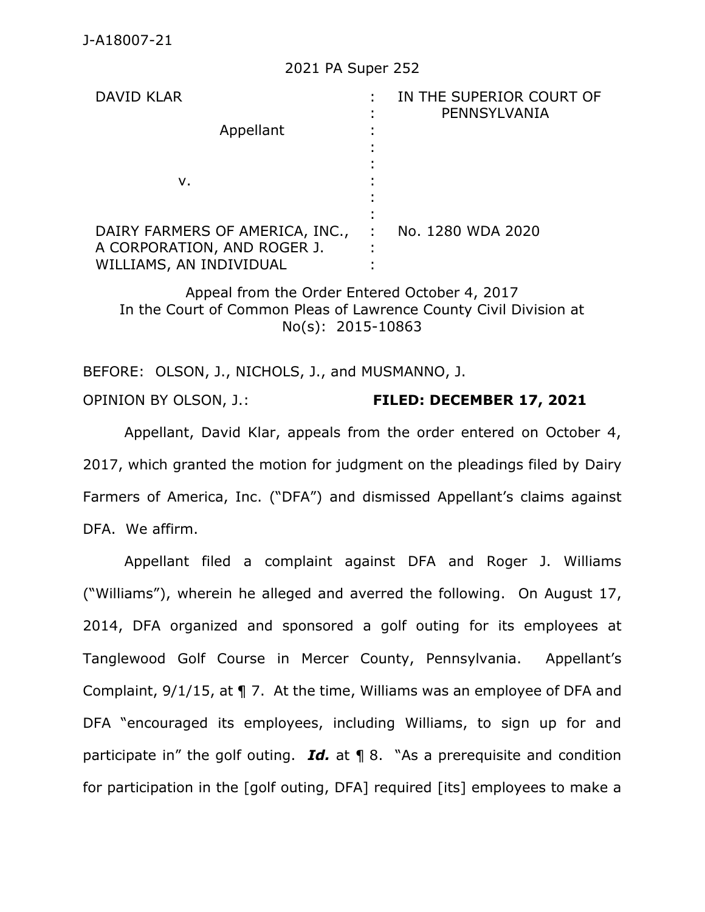J-A18007-21

2021 PA Super 252

| | | |
|---|---|---|
| DAVID KLAR<br><br>Appellant<br><br>v.<br><br>DAIRY FARMERS OF AMERICA, INC., A CORPORATION, AND ROGER J. WILLIAMS, AN INDIVIDUAL | : | IN THE SUPERIOR COURT OF PENNSYLVANIA<br><br><br><br><br><br>No. 1280 WDA 2020 |

Appeal from the Order Entered October 4, 2017
In the Court of Common Pleas of Lawrence County Civil Division at No(s): 2015-10863

BEFORE: OLSON, J., NICHOLS, J., and MUSMANNO, J.

OPINION BY OLSON, J.: **FILED: DECEMBER 17, 2021**

Appellant, David Klar, appeals from the order entered on October 4, 2017, which granted the motion for judgment on the pleadings filed by Dairy Farmers of America, Inc. ("DFA") and dismissed Appellant's claims against DFA. We affirm.

Appellant filed a complaint against DFA and Roger J. Williams ("Williams"), wherein he alleged and averred the following. On August 17, 2014, DFA organized and sponsored a golf outing for its employees at Tanglewood Golf Course in Mercer County, Pennsylvania. Appellant's Complaint, 9/1/15, at ¶ 7. At the time, Williams was an employee of DFA and DFA "encouraged its employees, including Williams, to sign up for and participate in" the golf outing. ***Id.*** at ¶ 8. "As a prerequisite and condition for participation in the [golf outing, DFA] required [its] employees to make a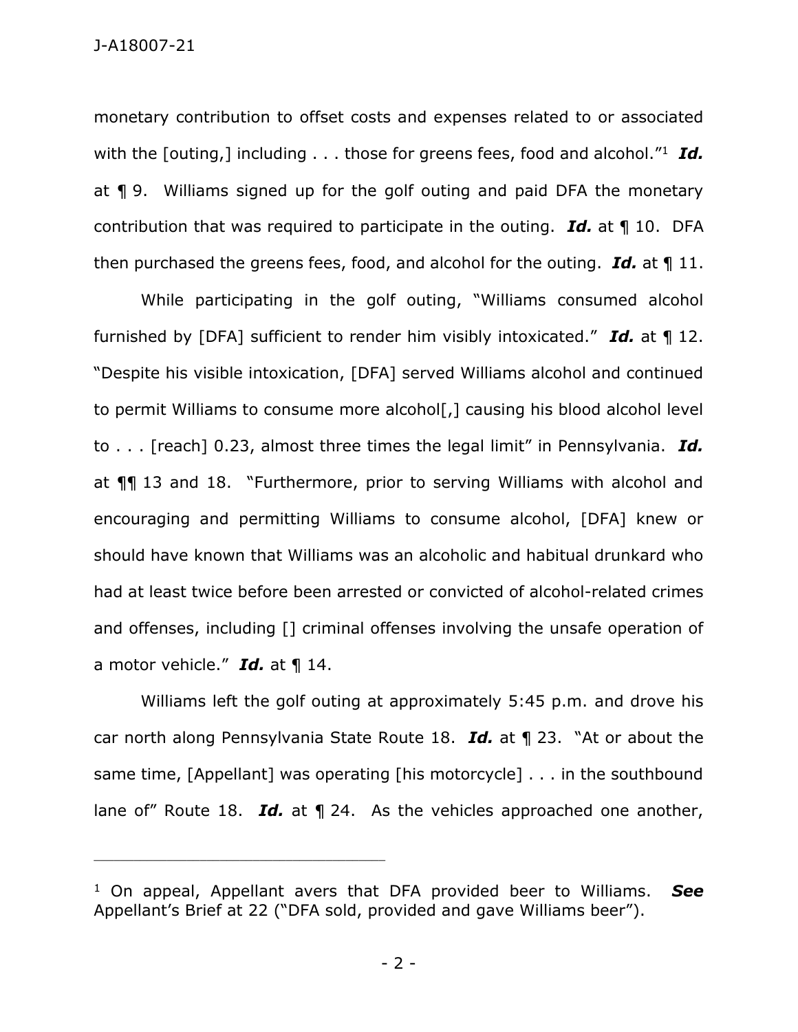monetary contribution to offset costs and expenses related to or associated with the [outing,] including . . . those for greens fees, food and alcohol."[1] ***Id.*** at ¶ 9. Williams signed up for the golf outing and paid DFA the monetary contribution that was required to participate in the outing. ***Id.*** at ¶ 10. DFA then purchased the greens fees, food, and alcohol for the outing. ***Id.*** at ¶ 11.

While participating in the golf outing, "Williams consumed alcohol furnished by [DFA] sufficient to render him visibly intoxicated." ***Id.*** at ¶ 12. "Despite his visible intoxication, [DFA] served Williams alcohol and continued to permit Williams to consume more alcohol[,] causing his blood alcohol level to . . . [reach] 0.23, almost three times the legal limit" in Pennsylvania. ***Id.*** at ¶¶ 13 and 18. "Furthermore, prior to serving Williams with alcohol and encouraging and permitting Williams to consume alcohol, [DFA] knew or should have known that Williams was an alcoholic and habitual drunkard who had at least twice before been arrested or convicted of alcohol-related crimes and offenses, including [] criminal offenses involving the unsafe operation of a motor vehicle." ***Id.*** at ¶ 14.

Williams left the golf outing at approximately 5:45 p.m. and drove his car north along Pennsylvania State Route 18. ***Id.*** at ¶ 23. "At or about the same time, [Appellant] was operating [his motorcycle] . . . in the southbound lane of" Route 18. ***Id.*** at ¶ 24. As the vehicles approached one another,

---

[1] On appeal, Appellant avers that DFA provided beer to Williams. ***See*** Appellant's Brief at 22 ("DFA sold, provided and gave Williams beer").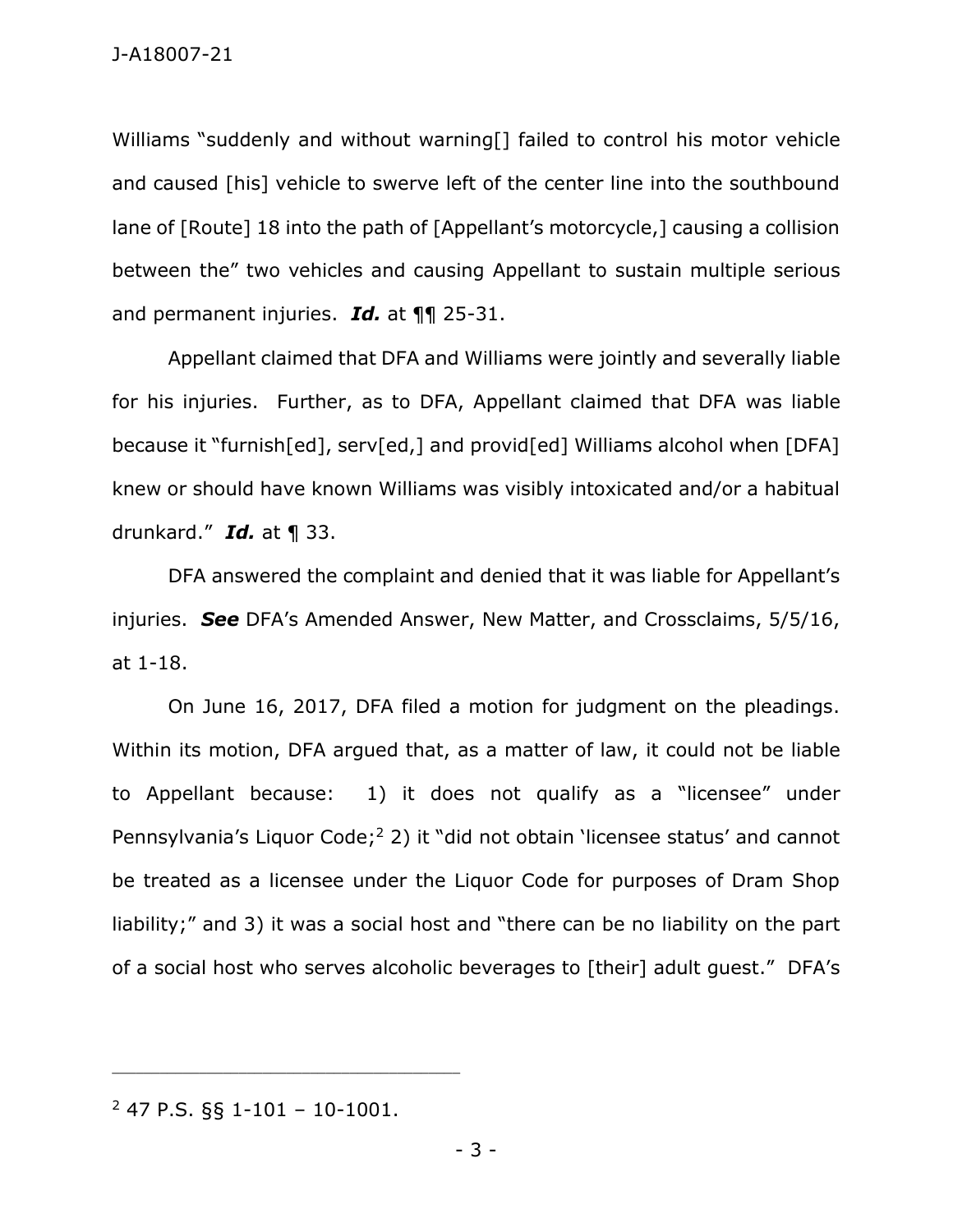Williams "suddenly and without warning[] failed to control his motor vehicle and caused [his] vehicle to swerve left of the center line into the southbound lane of [Route] 18 into the path of [Appellant's motorcycle,] causing a collision between the" two vehicles and causing Appellant to sustain multiple serious and permanent injuries. ***Id.*** at ¶¶ 25-31.

Appellant claimed that DFA and Williams were jointly and severally liable for his injuries. Further, as to DFA, Appellant claimed that DFA was liable because it "furnish[ed], serv[ed,] and provid[ed] Williams alcohol when [DFA] knew or should have known Williams was visibly intoxicated and/or a habitual drunkard." ***Id.*** at ¶ 33.

DFA answered the complaint and denied that it was liable for Appellant's injuries. ***See*** DFA's Amended Answer, New Matter, and Crossclaims, 5/5/16, at 1-18.

On June 16, 2017, DFA filed a motion for judgment on the pleadings. Within its motion, DFA argued that, as a matter of law, it could not be liable to Appellant because: 1) it does not qualify as a "licensee" under Pennsylvania's Liquor Code;[2] 2) it "did not obtain 'licensee status' and cannot be treated as a licensee under the Liquor Code for purposes of Dram Shop liability;" and 3) it was a social host and "there can be no liability on the part of a social host who serves alcoholic beverages to [their] adult guest." DFA's

---

[2] 47 P.S. §§ 1-101 – 10-1001.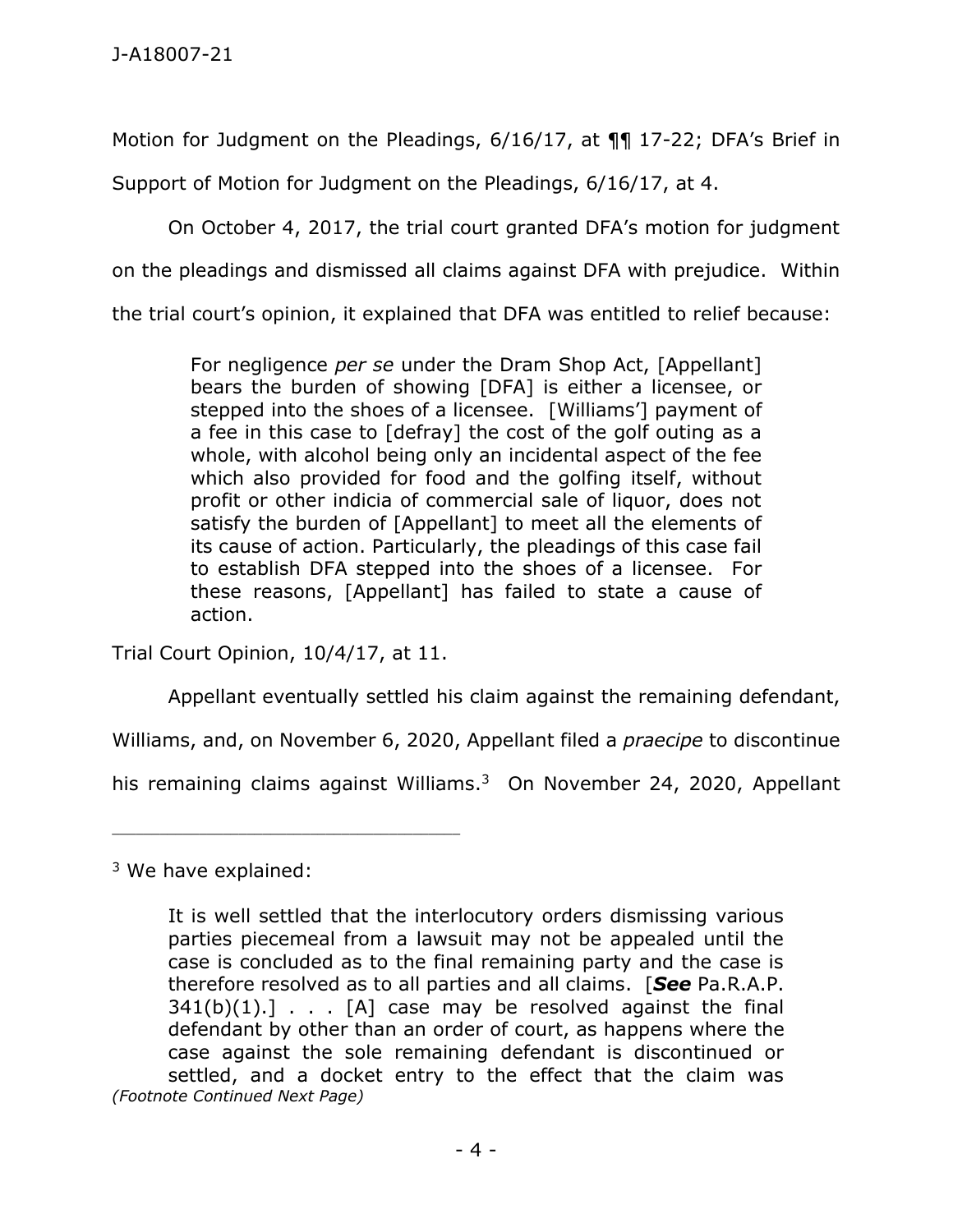Motion for Judgment on the Pleadings, 6/16/17, at ¶¶ 17-22; DFA's Brief in Support of Motion for Judgment on the Pleadings, 6/16/17, at 4.

On October 4, 2017, the trial court granted DFA's motion for judgment on the pleadings and dismissed all claims against DFA with prejudice. Within the trial court's opinion, it explained that DFA was entitled to relief because:

> For negligence *per se* under the Dram Shop Act, [Appellant] bears the burden of showing [DFA] is either a licensee, or stepped into the shoes of a licensee. [Williams'] payment of a fee in this case to [defray] the cost of the golf outing as a whole, with alcohol being only an incidental aspect of the fee which also provided for food and the golfing itself, without profit or other indicia of commercial sale of liquor, does not satisfy the burden of [Appellant] to meet all the elements of its cause of action. Particularly, the pleadings of this case fail to establish DFA stepped into the shoes of a licensee. For these reasons, [Appellant] has failed to state a cause of action.

Trial Court Opinion, 10/4/17, at 11.

Appellant eventually settled his claim against the remaining defendant, Williams, and, on November 6, 2020, Appellant filed a *praecipe* to discontinue his remaining claims against Williams.[3] On November 24, 2020, Appellant

---

[3] We have explained:

> It is well settled that the interlocutory orders dismissing various parties piecemeal from a lawsuit may not be appealed until the case is concluded as to the final remaining party and the case is therefore resolved as to all parties and all claims. [***See*** Pa.R.A.P. 341(b)(1).] . . . [A] case may be resolved against the final defendant by other than an order of court, as happens where the case against the sole remaining defendant is discontinued or settled, and a docket entry to the effect that the claim was

*(Footnote Continued Next Page)*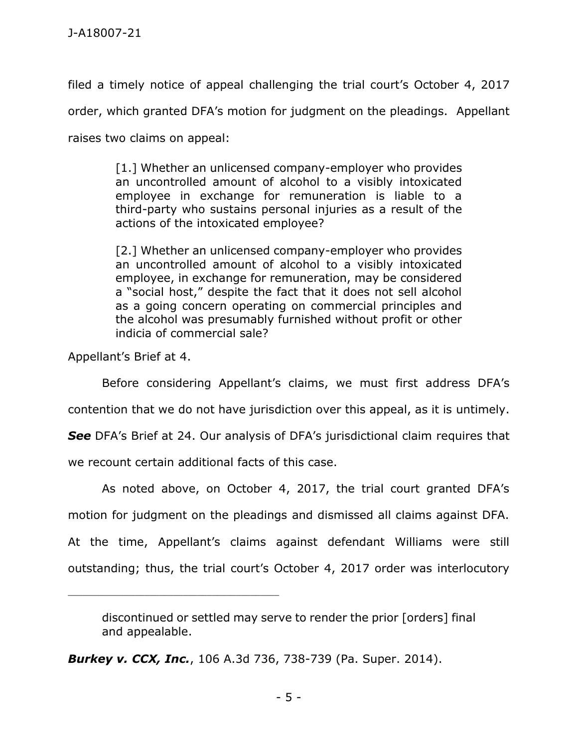filed a timely notice of appeal challenging the trial court's October 4, 2017 order, which granted DFA's motion for judgment on the pleadings. Appellant raises two claims on appeal:

> [1.] Whether an unlicensed company-employer who provides an uncontrolled amount of alcohol to a visibly intoxicated employee in exchange for remuneration is liable to a third-party who sustains personal injuries as a result of the actions of the intoxicated employee?
>
> [2.] Whether an unlicensed company-employer who provides an uncontrolled amount of alcohol to a visibly intoxicated employee, in exchange for remuneration, may be considered a "social host," despite the fact that it does not sell alcohol as a going concern operating on commercial principles and the alcohol was presumably furnished without profit or other indicia of commercial sale?

Appellant's Brief at 4.

Before considering Appellant's claims, we must first address DFA's contention that we do not have jurisdiction over this appeal, as it is untimely. ***See*** DFA's Brief at 24. Our analysis of DFA's jurisdictional claim requires that we recount certain additional facts of this case.

As noted above, on October 4, 2017, the trial court granted DFA's motion for judgment on the pleadings and dismissed all claims against DFA. At the time, Appellant's claims against defendant Williams were still outstanding; thus, the trial court's October 4, 2017 order was interlocutory

---

> discontinued or settled may serve to render the prior [orders] final and appealable.

***Burkey v. CCX, Inc.***, 106 A.3d 736, 738-739 (Pa. Super. 2014).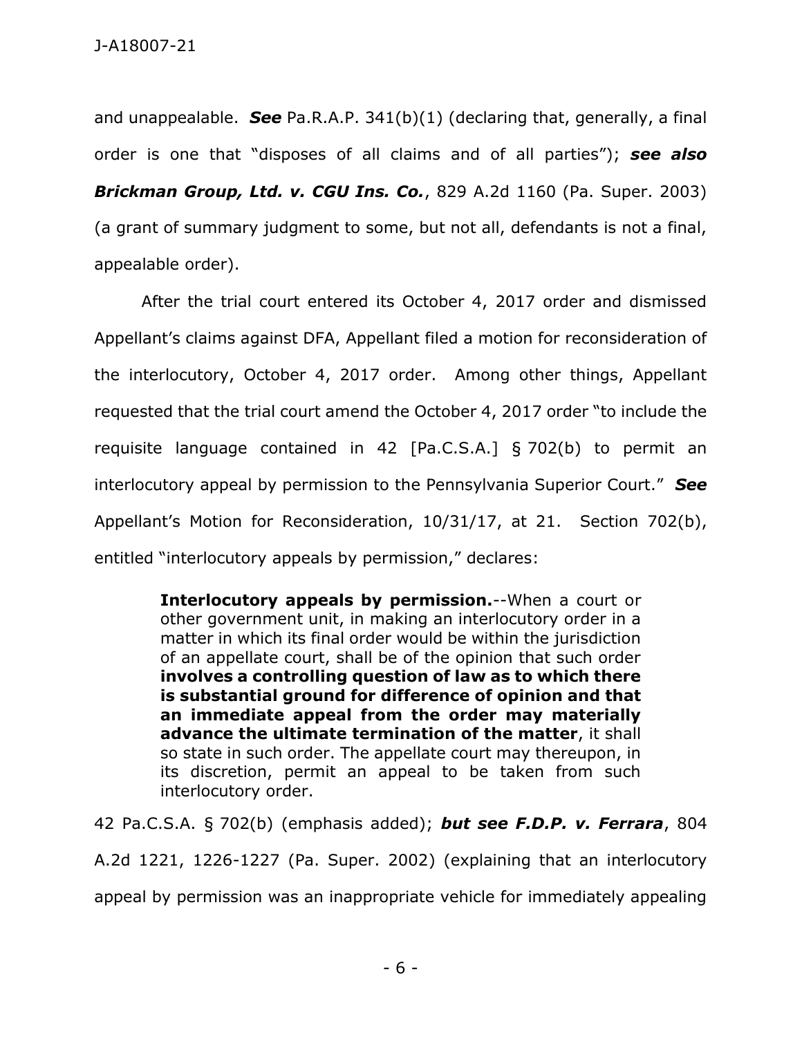and unappealable. ***See*** Pa.R.A.P. 341(b)(1) (declaring that, generally, a final order is one that "disposes of all claims and of all parties"); ***see also Brickman Group, Ltd. v. CGU Ins. Co.***, 829 A.2d 1160 (Pa. Super. 2003) (a grant of summary judgment to some, but not all, defendants is not a final, appealable order).

After the trial court entered its October 4, 2017 order and dismissed Appellant's claims against DFA, Appellant filed a motion for reconsideration of the interlocutory, October 4, 2017 order. Among other things, Appellant requested that the trial court amend the October 4, 2017 order "to include the requisite language contained in 42 [Pa.C.S.A.] § 702(b) to permit an interlocutory appeal by permission to the Pennsylvania Superior Court." ***See*** Appellant's Motion for Reconsideration, 10/31/17, at 21. Section 702(b), entitled "interlocutory appeals by permission," declares:

> **Interlocutory appeals by permission.**--When a court or other government unit, in making an interlocutory order in a matter in which its final order would be within the jurisdiction of an appellate court, shall be of the opinion that such order **involves a controlling question of law as to which there is substantial ground for difference of opinion and that an immediate appeal from the order may materially advance the ultimate termination of the matter**, it shall so state in such order. The appellate court may thereupon, in its discretion, permit an appeal to be taken from such interlocutory order.

42 Pa.C.S.A. § 702(b) (emphasis added); ***but see F.D.P. v. Ferrara***, 804 A.2d 1221, 1226-1227 (Pa. Super. 2002) (explaining that an interlocutory appeal by permission was an inappropriate vehicle for immediately appealing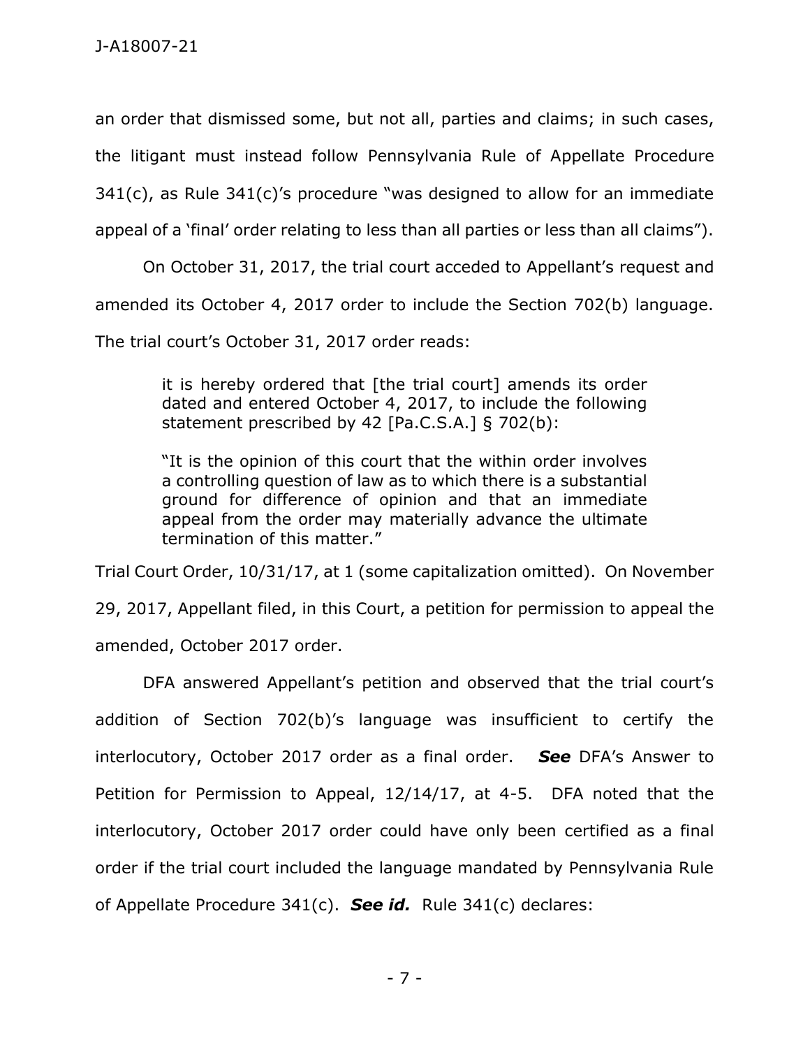an order that dismissed some, but not all, parties and claims; in such cases, the litigant must instead follow Pennsylvania Rule of Appellate Procedure 341(c), as Rule 341(c)'s procedure "was designed to allow for an immediate appeal of a 'final' order relating to less than all parties or less than all claims").

On October 31, 2017, the trial court acceded to Appellant's request and amended its October 4, 2017 order to include the Section 702(b) language. The trial court's October 31, 2017 order reads:

> it is hereby ordered that [the trial court] amends its order dated and entered October 4, 2017, to include the following statement prescribed by 42 [Pa.C.S.A.] § 702(b):
>
> "It is the opinion of this court that the within order involves a controlling question of law as to which there is a substantial ground for difference of opinion and that an immediate appeal from the order may materially advance the ultimate termination of this matter."

Trial Court Order, 10/31/17, at 1 (some capitalization omitted). On November 29, 2017, Appellant filed, in this Court, a petition for permission to appeal the amended, October 2017 order.

DFA answered Appellant's petition and observed that the trial court's addition of Section 702(b)'s language was insufficient to certify the interlocutory, October 2017 order as a final order. ***See*** DFA's Answer to Petition for Permission to Appeal, 12/14/17, at 4-5. DFA noted that the interlocutory, October 2017 order could have only been certified as a final order if the trial court included the language mandated by Pennsylvania Rule of Appellate Procedure 341(c). ***See id.*** Rule 341(c) declares: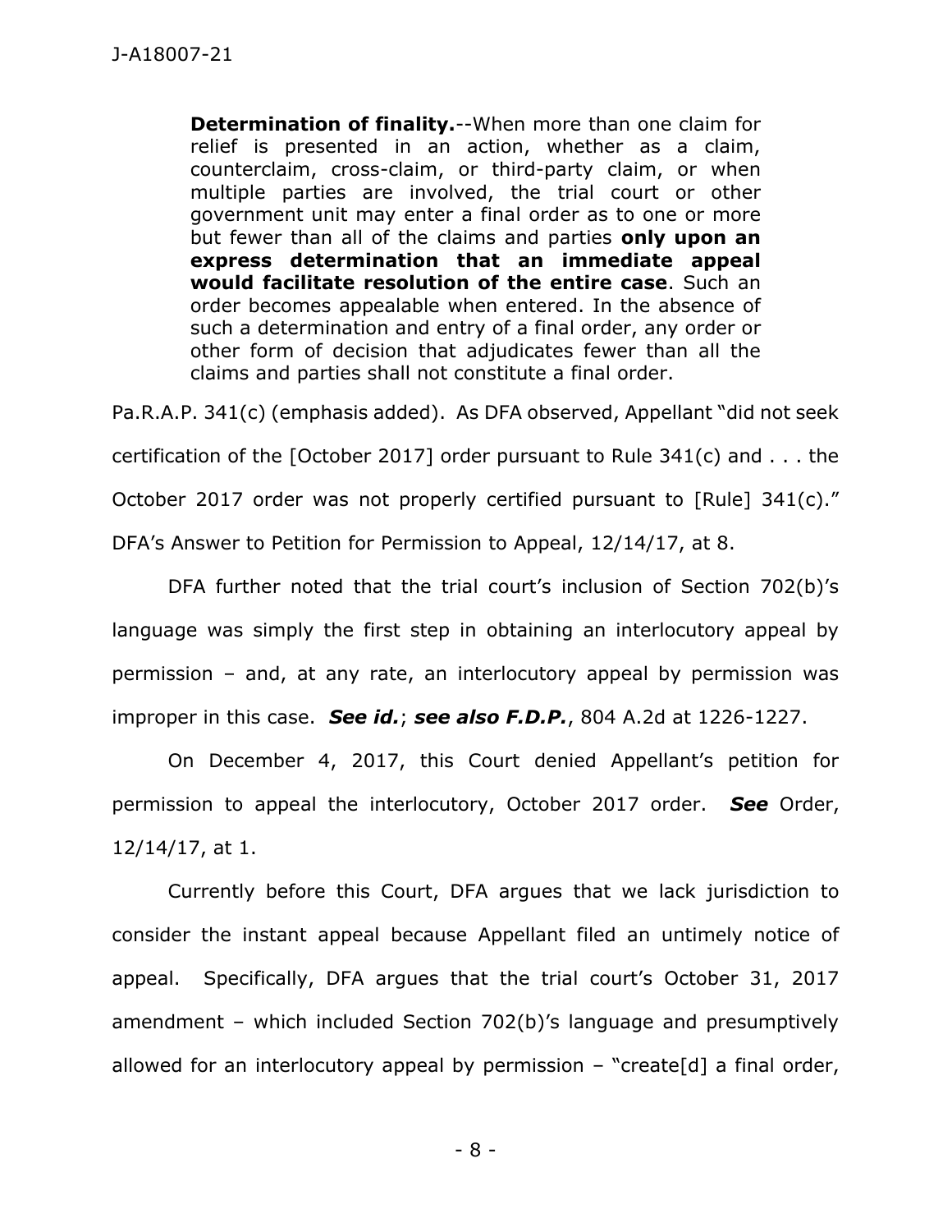> **Determination of finality.**--When more than one claim for relief is presented in an action, whether as a claim, counterclaim, cross-claim, or third-party claim, or when multiple parties are involved, the trial court or other government unit may enter a final order as to one or more but fewer than all of the claims and parties **only upon an express determination that an immediate appeal would facilitate resolution of the entire case**. Such an order becomes appealable when entered. In the absence of such a determination and entry of a final order, any order or other form of decision that adjudicates fewer than all the claims and parties shall not constitute a final order.

Pa.R.A.P. 341(c) (emphasis added). As DFA observed, Appellant "did not seek certification of the [October 2017] order pursuant to Rule 341(c) and . . . the October 2017 order was not properly certified pursuant to [Rule] 341(c)." DFA's Answer to Petition for Permission to Appeal, 12/14/17, at 8.

DFA further noted that the trial court's inclusion of Section 702(b)'s language was simply the first step in obtaining an interlocutory appeal by permission – and, at any rate, an interlocutory appeal by permission was improper in this case. ***See id.***; ***see also F.D.P.***, 804 A.2d at 1226-1227.

On December 4, 2017, this Court denied Appellant's petition for permission to appeal the interlocutory, October 2017 order. ***See*** Order, 12/14/17, at 1.

Currently before this Court, DFA argues that we lack jurisdiction to consider the instant appeal because Appellant filed an untimely notice of appeal. Specifically, DFA argues that the trial court's October 31, 2017 amendment – which included Section 702(b)'s language and presumptively allowed for an interlocutory appeal by permission – "create[d] a final order,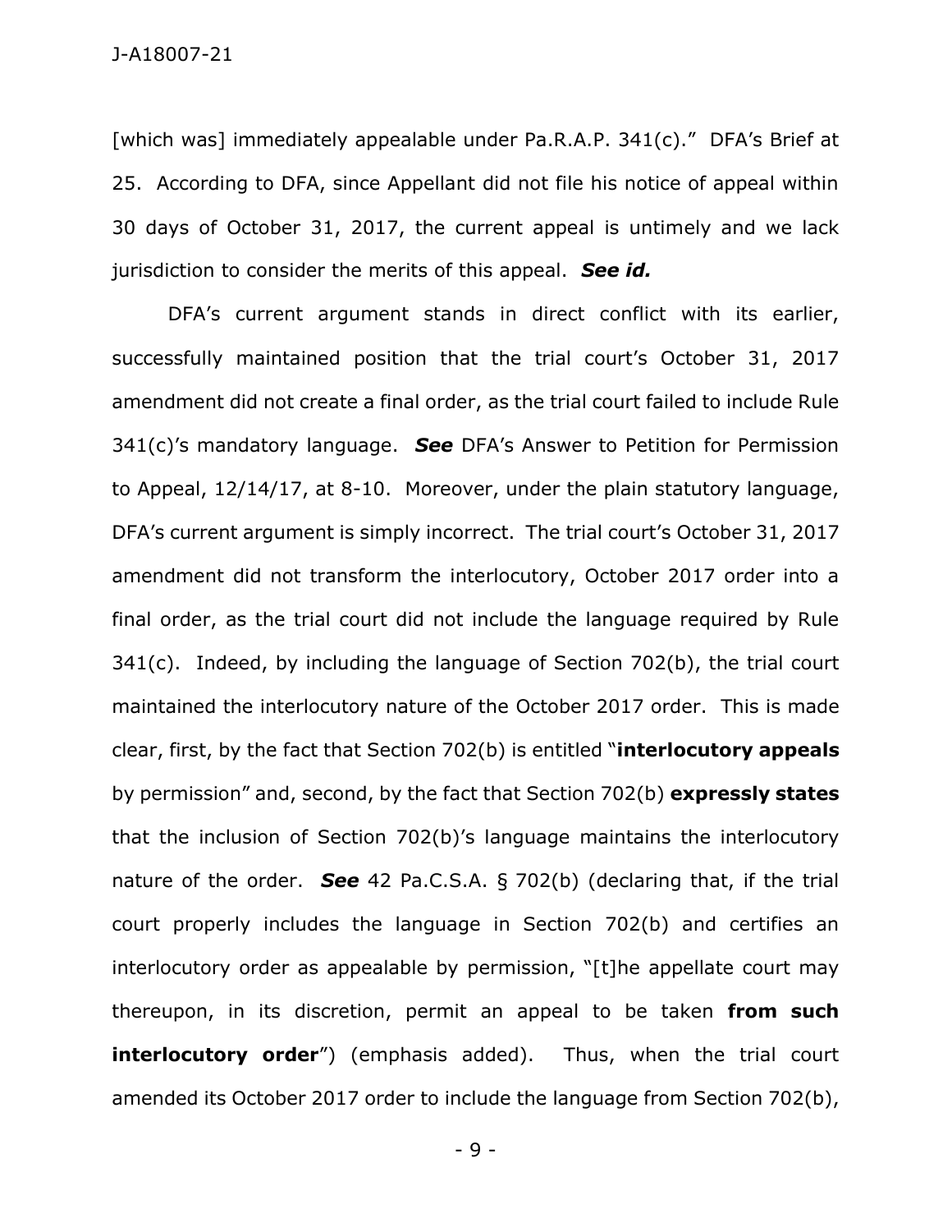[which was] immediately appealable under Pa.R.A.P. 341(c)." DFA's Brief at 25. According to DFA, since Appellant did not file his notice of appeal within 30 days of October 31, 2017, the current appeal is untimely and we lack jurisdiction to consider the merits of this appeal. ***See id.***

DFA's current argument stands in direct conflict with its earlier, successfully maintained position that the trial court's October 31, 2017 amendment did not create a final order, as the trial court failed to include Rule 341(c)'s mandatory language. ***See*** DFA's Answer to Petition for Permission to Appeal, 12/14/17, at 8-10. Moreover, under the plain statutory language, DFA's current argument is simply incorrect. The trial court's October 31, 2017 amendment did not transform the interlocutory, October 2017 order into a final order, as the trial court did not include the language required by Rule 341(c). Indeed, by including the language of Section 702(b), the trial court maintained the interlocutory nature of the October 2017 order. This is made clear, first, by the fact that Section 702(b) is entitled "**interlocutory appeals** by permission" and, second, by the fact that Section 702(b) **expressly states** that the inclusion of Section 702(b)'s language maintains the interlocutory nature of the order. ***See*** 42 Pa.C.S.A. § 702(b) (declaring that, if the trial court properly includes the language in Section 702(b) and certifies an interlocutory order as appealable by permission, "[t]he appellate court may thereupon, in its discretion, permit an appeal to be taken **from such interlocutory order**") (emphasis added). Thus, when the trial court amended its October 2017 order to include the language from Section 702(b),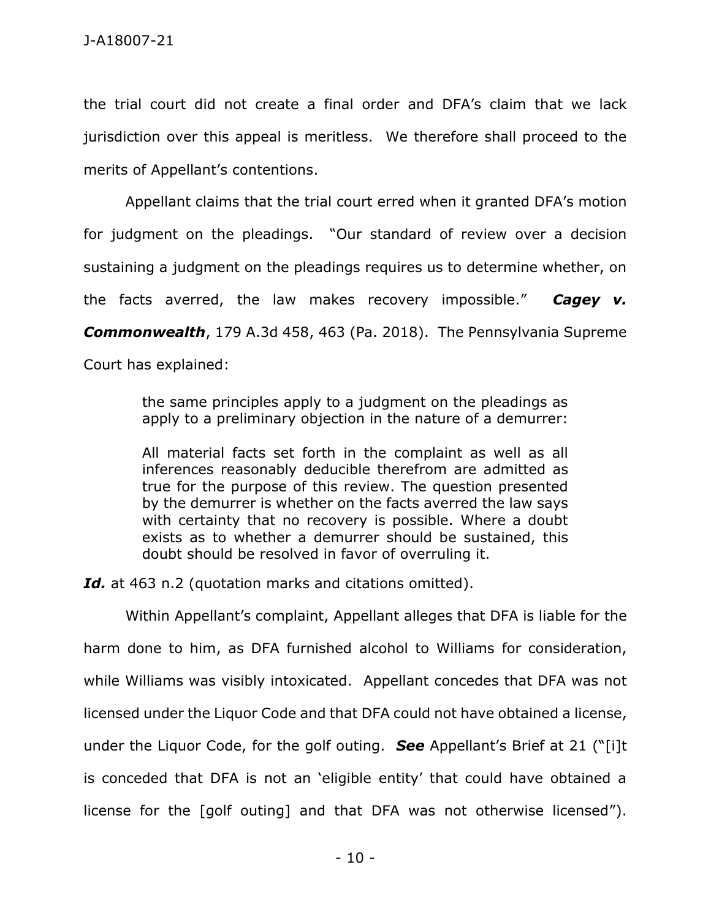the trial court did not create a final order and DFA's claim that we lack jurisdiction over this appeal is meritless. We therefore shall proceed to the merits of Appellant's contentions.

Appellant claims that the trial court erred when it granted DFA's motion for judgment on the pleadings. "Our standard of review over a decision sustaining a judgment on the pleadings requires us to determine whether, on the facts averred, the law makes recovery impossible." ***Cagey v. Commonwealth***, 179 A.3d 458, 463 (Pa. 2018). The Pennsylvania Supreme Court has explained:

> the same principles apply to a judgment on the pleadings as apply to a preliminary objection in the nature of a demurrer:
>
> All material facts set forth in the complaint as well as all inferences reasonably deducible therefrom are admitted as true for the purpose of this review. The question presented by the demurrer is whether on the facts averred the law says with certainty that no recovery is possible. Where a doubt exists as to whether a demurrer should be sustained, this doubt should be resolved in favor of overruling it.

***Id.*** at 463 n.2 (quotation marks and citations omitted).

Within Appellant's complaint, Appellant alleges that DFA is liable for the harm done to him, as DFA furnished alcohol to Williams for consideration, while Williams was visibly intoxicated. Appellant concedes that DFA was not licensed under the Liquor Code and that DFA could not have obtained a license, under the Liquor Code, for the golf outing. ***See*** Appellant's Brief at 21 ("[i]t is conceded that DFA is not an 'eligible entity' that could have obtained a license for the [golf outing] and that DFA was not otherwise licensed").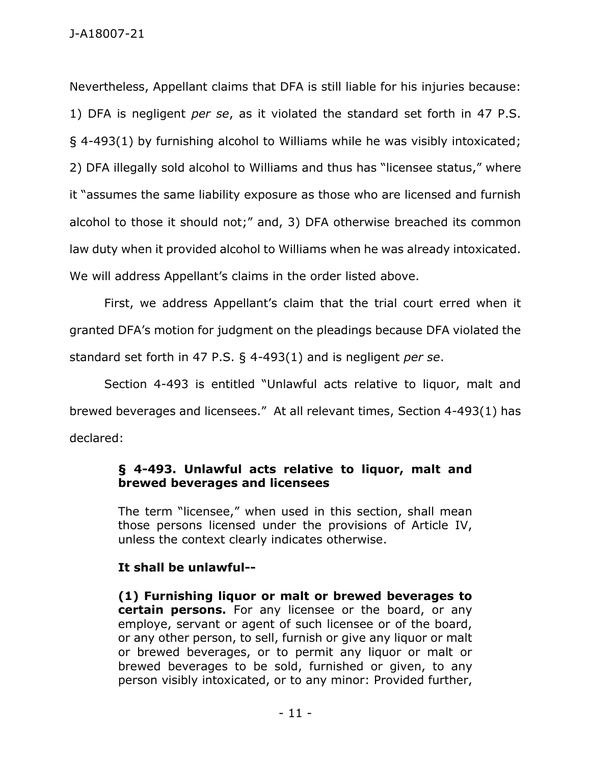Nevertheless, Appellant claims that DFA is still liable for his injuries because: 1) DFA is negligent *per se*, as it violated the standard set forth in 47 P.S. § 4-493(1) by furnishing alcohol to Williams while he was visibly intoxicated; 2) DFA illegally sold alcohol to Williams and thus has "licensee status," where it "assumes the same liability exposure as those who are licensed and furnish alcohol to those it should not;" and, 3) DFA otherwise breached its common law duty when it provided alcohol to Williams when he was already intoxicated. We will address Appellant's claims in the order listed above.

First, we address Appellant's claim that the trial court erred when it granted DFA's motion for judgment on the pleadings because DFA violated the standard set forth in 47 P.S. § 4-493(1) and is negligent *per se*.

Section 4-493 is entitled "Unlawful acts relative to liquor, malt and brewed beverages and licensees." At all relevant times, Section 4-493(1) has declared:

> **§ 4-493. Unlawful acts relative to liquor, malt and brewed beverages and licensees**
>
> The term "licensee," when used in this section, shall mean those persons licensed under the provisions of Article IV, unless the context clearly indicates otherwise.
>
> **It shall be unlawful--**
>
> **(1) Furnishing liquor or malt or brewed beverages to certain persons.** For any licensee or the board, or any employe, servant or agent of such licensee or of the board, or any other person, to sell, furnish or give any liquor or malt or brewed beverages, or to permit any liquor or malt or brewed beverages to be sold, furnished or given, to any person visibly intoxicated, or to any minor: Provided further,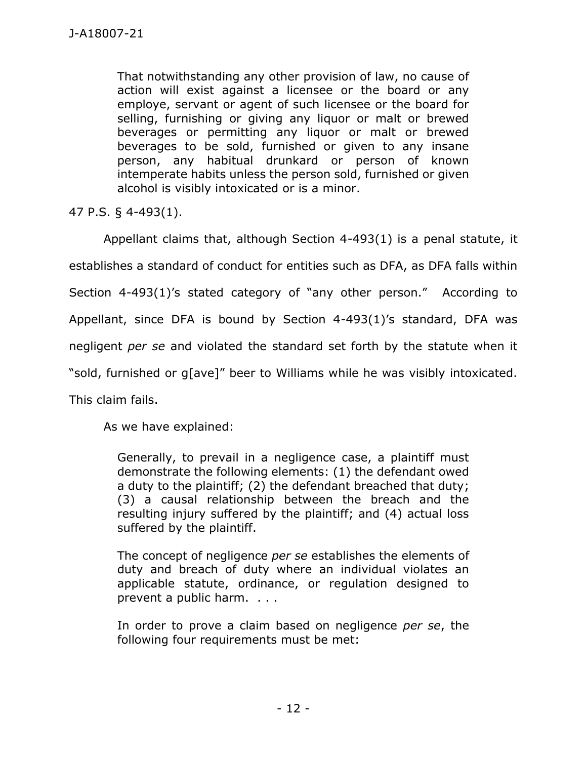> That notwithstanding any other provision of law, no cause of action will exist against a licensee or the board or any employe, servant or agent of such licensee or the board for selling, furnishing or giving any liquor or malt or brewed beverages or permitting any liquor or malt or brewed beverages to be sold, furnished or given to any insane person, any habitual drunkard or person of known intemperate habits unless the person sold, furnished or given alcohol is visibly intoxicated or is a minor.

47 P.S. § 4-493(1).

Appellant claims that, although Section 4-493(1) is a penal statute, it establishes a standard of conduct for entities such as DFA, as DFA falls within Section 4-493(1)'s stated category of "any other person." According to Appellant, since DFA is bound by Section 4-493(1)'s standard, DFA was negligent *per se* and violated the standard set forth by the statute when it "sold, furnished or g[ave]" beer to Williams while he was visibly intoxicated. This claim fails.

As we have explained:

> Generally, to prevail in a negligence case, a plaintiff must demonstrate the following elements: (1) the defendant owed a duty to the plaintiff; (2) the defendant breached that duty; (3) a causal relationship between the breach and the resulting injury suffered by the plaintiff; and (4) actual loss suffered by the plaintiff.
>
> The concept of negligence *per se* establishes the elements of duty and breach of duty where an individual violates an applicable statute, ordinance, or regulation designed to prevent a public harm. . . .
>
> In order to prove a claim based on negligence *per se*, the following four requirements must be met: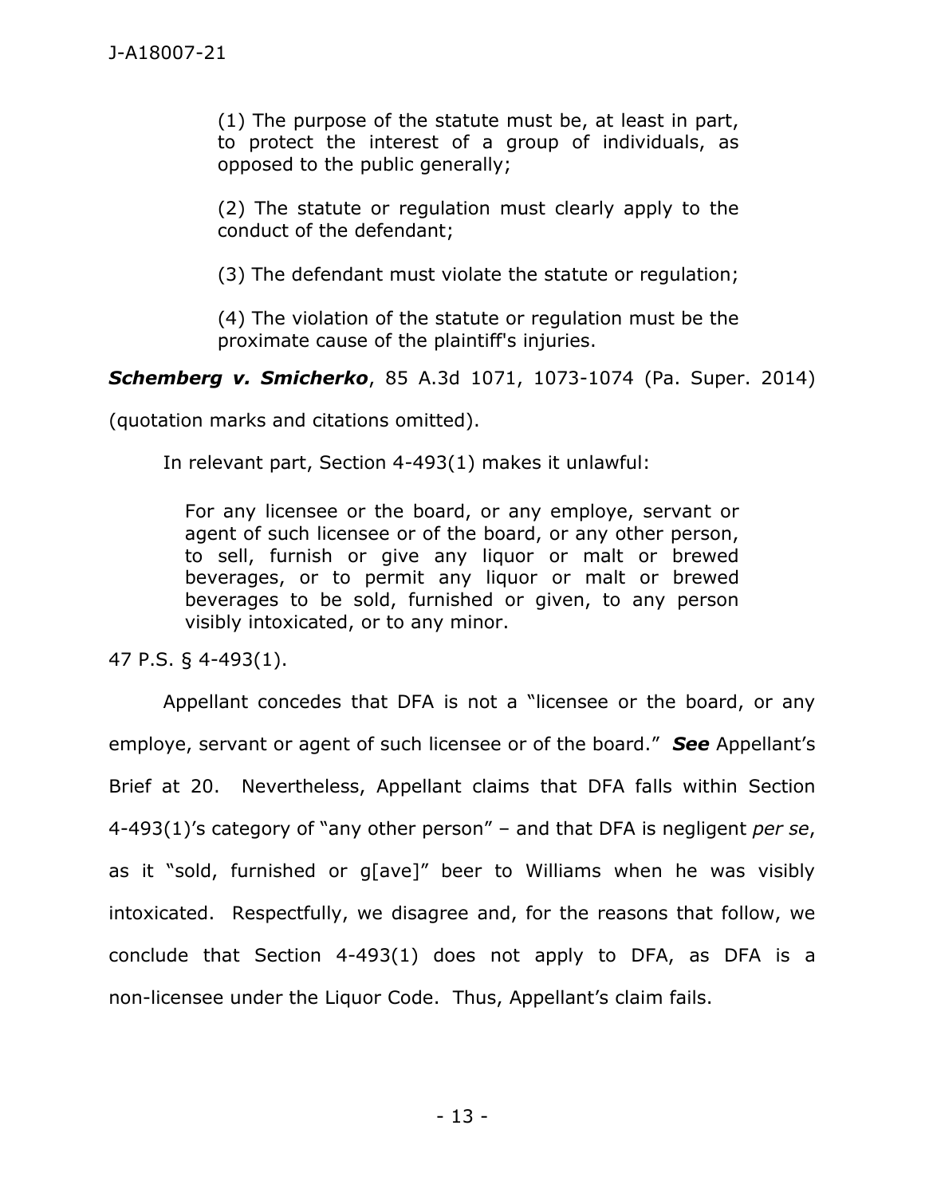> (1) The purpose of the statute must be, at least in part, to protect the interest of a group of individuals, as opposed to the public generally;
>
> (2) The statute or regulation must clearly apply to the conduct of the defendant;
>
> (3) The defendant must violate the statute or regulation;
>
> (4) The violation of the statute or regulation must be the proximate cause of the plaintiff's injuries.

***Schemberg v. Smicherko***, 85 A.3d 1071, 1073-1074 (Pa. Super. 2014) (quotation marks and citations omitted).

In relevant part, Section 4-493(1) makes it unlawful:

> For any licensee or the board, or any employe, servant or agent of such licensee or of the board, or any other person, to sell, furnish or give any liquor or malt or brewed beverages, or to permit any liquor or malt or brewed beverages to be sold, furnished or given, to any person visibly intoxicated, or to any minor.

47 P.S. § 4-493(1).

Appellant concedes that DFA is not a "licensee or the board, or any employe, servant or agent of such licensee or of the board." ***See*** Appellant's Brief at 20. Nevertheless, Appellant claims that DFA falls within Section 4-493(1)'s category of "any other person" – and that DFA is negligent *per se*, as it "sold, furnished or g[ave]" beer to Williams when he was visibly intoxicated. Respectfully, we disagree and, for the reasons that follow, we conclude that Section 4-493(1) does not apply to DFA, as DFA is a non-licensee under the Liquor Code. Thus, Appellant's claim fails.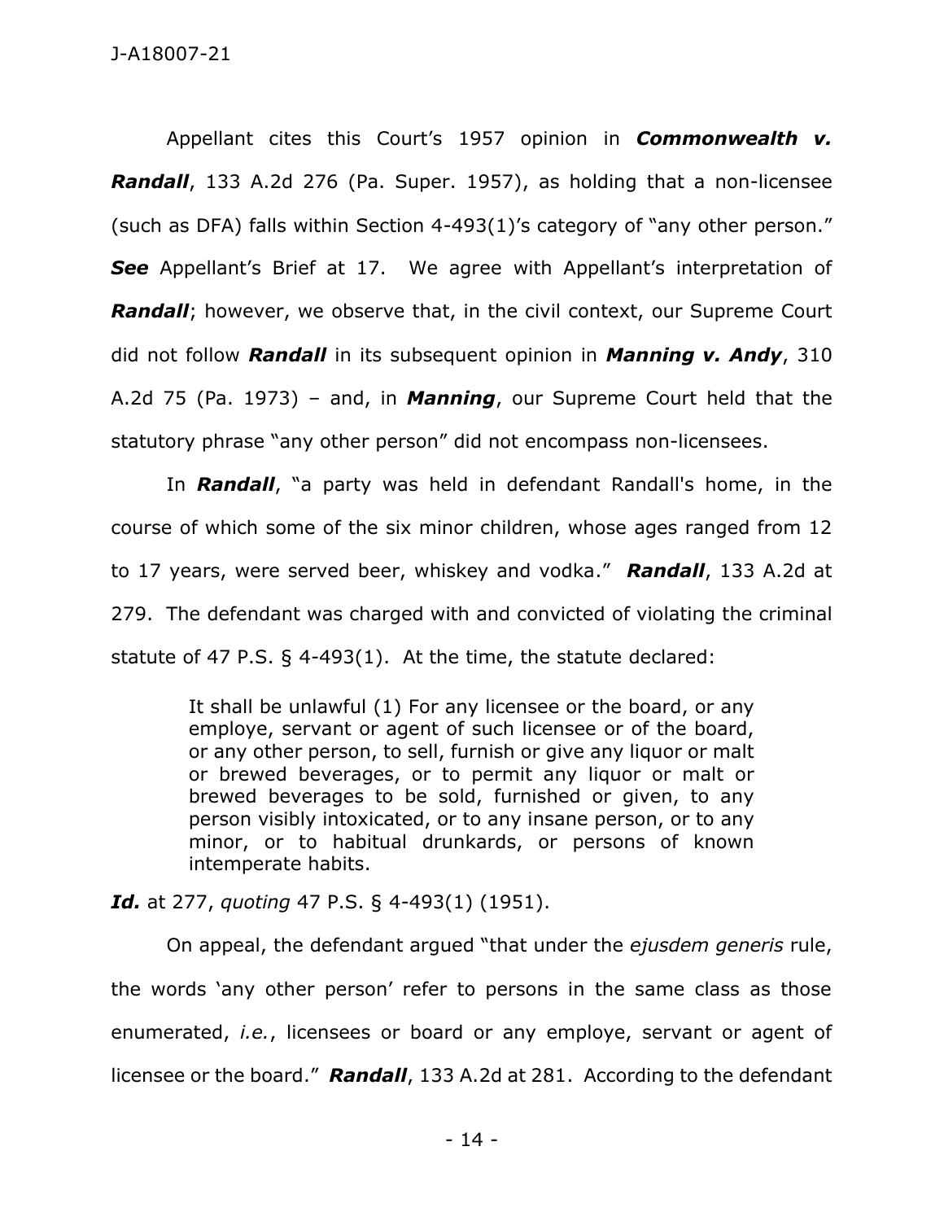Appellant cites this Court's 1957 opinion in ***Commonwealth v. Randall***, 133 A.2d 276 (Pa. Super. 1957), as holding that a non-licensee (such as DFA) falls within Section 4-493(1)'s category of "any other person." ***See*** Appellant's Brief at 17. We agree with Appellant's interpretation of ***Randall***; however, we observe that, in the civil context, our Supreme Court did not follow ***Randall*** in its subsequent opinion in ***Manning v. Andy***, 310 A.2d 75 (Pa. 1973) – and, in ***Manning***, our Supreme Court held that the statutory phrase "any other person" did not encompass non-licensees.

In ***Randall***, "a party was held in defendant Randall's home, in the course of which some of the six minor children, whose ages ranged from 12 to 17 years, were served beer, whiskey and vodka." ***Randall***, 133 A.2d at 279. The defendant was charged with and convicted of violating the criminal statute of 47 P.S. § 4-493(1). At the time, the statute declared:

> It shall be unlawful (1) For any licensee or the board, or any employe, servant or agent of such licensee or of the board, or any other person, to sell, furnish or give any liquor or malt or brewed beverages, or to permit any liquor or malt or brewed beverages to be sold, furnished or given, to any person visibly intoxicated, or to any insane person, or to any minor, or to habitual drunkards, or persons of known intemperate habits.

***Id.*** at 277, *quoting* 47 P.S. § 4-493(1) (1951).

On appeal, the defendant argued "that under the *ejusdem generis* rule, the words 'any other person' refer to persons in the same class as those enumerated, *i.e.*, licensees or board or any employe, servant or agent of licensee or the board." ***Randall***, 133 A.2d at 281. According to the defendant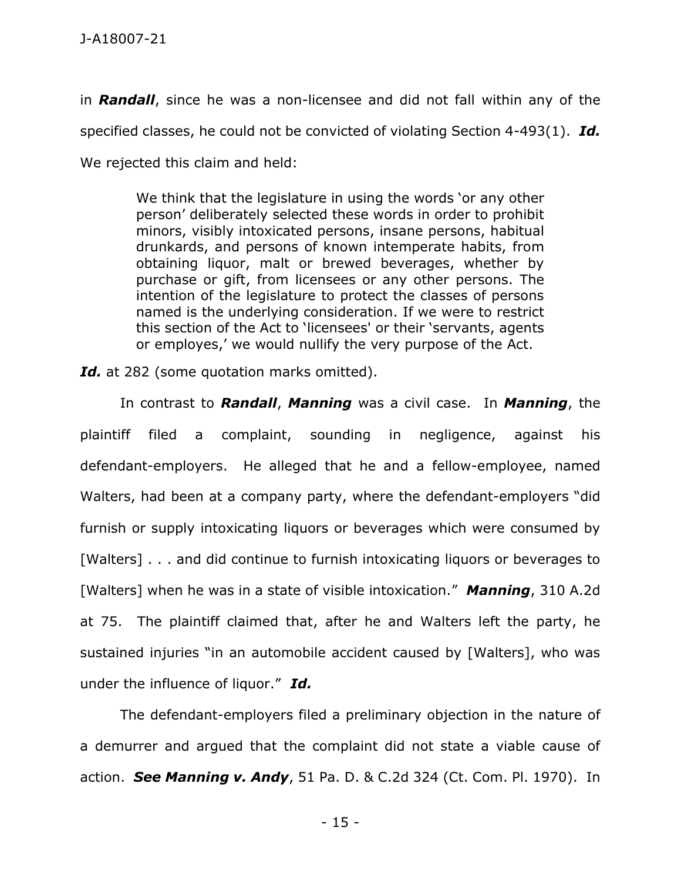in ***Randall***, since he was a non-licensee and did not fall within any of the specified classes, he could not be convicted of violating Section 4-493(1). ***Id.*** We rejected this claim and held:

> We think that the legislature in using the words 'or any other person' deliberately selected these words in order to prohibit minors, visibly intoxicated persons, insane persons, habitual drunkards, and persons of known intemperate habits, from obtaining liquor, malt or brewed beverages, whether by purchase or gift, from licensees or any other persons. The intention of the legislature to protect the classes of persons named is the underlying consideration. If we were to restrict this section of the Act to 'licensees' or their 'servants, agents or employes,' we would nullify the very purpose of the Act.

***Id.*** at 282 (some quotation marks omitted).

In contrast to ***Randall***, ***Manning*** was a civil case. In ***Manning***, the plaintiff filed a complaint, sounding in negligence, against his defendant-employers. He alleged that he and a fellow-employee, named Walters, had been at a company party, where the defendant-employers "did furnish or supply intoxicating liquors or beverages which were consumed by [Walters] . . . and did continue to furnish intoxicating liquors or beverages to [Walters] when he was in a state of visible intoxication." ***Manning***, 310 A.2d at 75. The plaintiff claimed that, after he and Walters left the party, he sustained injuries "in an automobile accident caused by [Walters], who was under the influence of liquor." ***Id.***

The defendant-employers filed a preliminary objection in the nature of a demurrer and argued that the complaint did not state a viable cause of action. ***See Manning v. Andy***, 51 Pa. D. & C.2d 324 (Ct. Com. Pl. 1970). In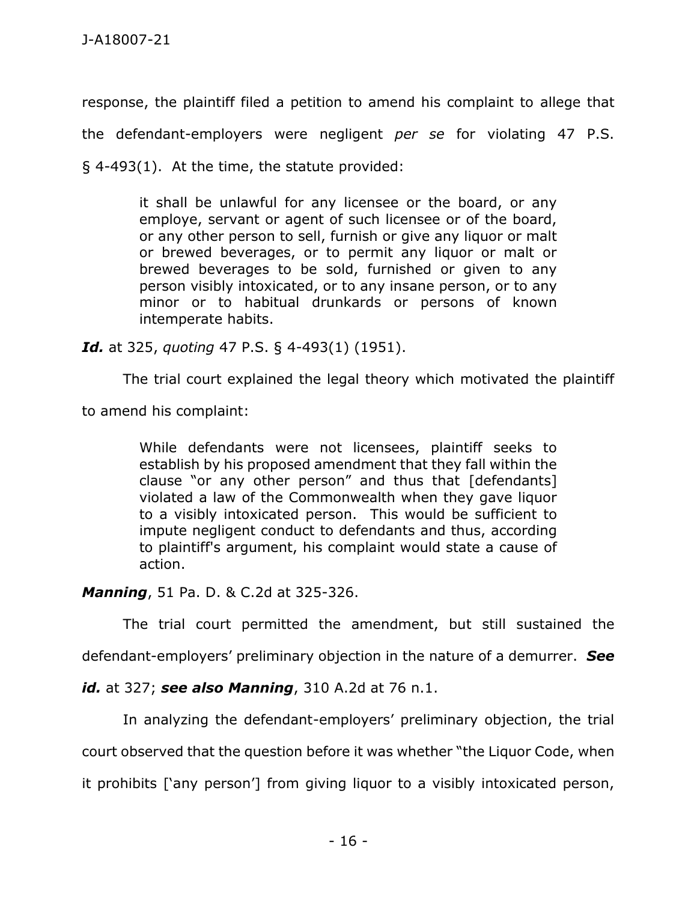response, the plaintiff filed a petition to amend his complaint to allege that the defendant-employers were negligent *per se* for violating 47 P.S. § 4-493(1). At the time, the statute provided:

> it shall be unlawful for any licensee or the board, or any employe, servant or agent of such licensee or of the board, or any other person to sell, furnish or give any liquor or malt or brewed beverages, or to permit any liquor or malt or brewed beverages to be sold, furnished or given to any person visibly intoxicated, or to any insane person, or to any minor or to habitual drunkards or persons of known intemperate habits.

***Id.*** at 325, *quoting* 47 P.S. § 4-493(1) (1951).

The trial court explained the legal theory which motivated the plaintiff to amend his complaint:

> While defendants were not licensees, plaintiff seeks to establish by his proposed amendment that they fall within the clause "or any other person" and thus that [defendants] violated a law of the Commonwealth when they gave liquor to a visibly intoxicated person. This would be sufficient to impute negligent conduct to defendants and thus, according to plaintiff's argument, his complaint would state a cause of action.

***Manning***, 51 Pa. D. & C.2d at 325-326.

The trial court permitted the amendment, but still sustained the defendant-employers' preliminary objection in the nature of a demurrer. ***See id.*** at 327; ***see also Manning***, 310 A.2d at 76 n.1.

In analyzing the defendant-employers' preliminary objection, the trial court observed that the question before it was whether "the Liquor Code, when it prohibits ['any person'] from giving liquor to a visibly intoxicated person,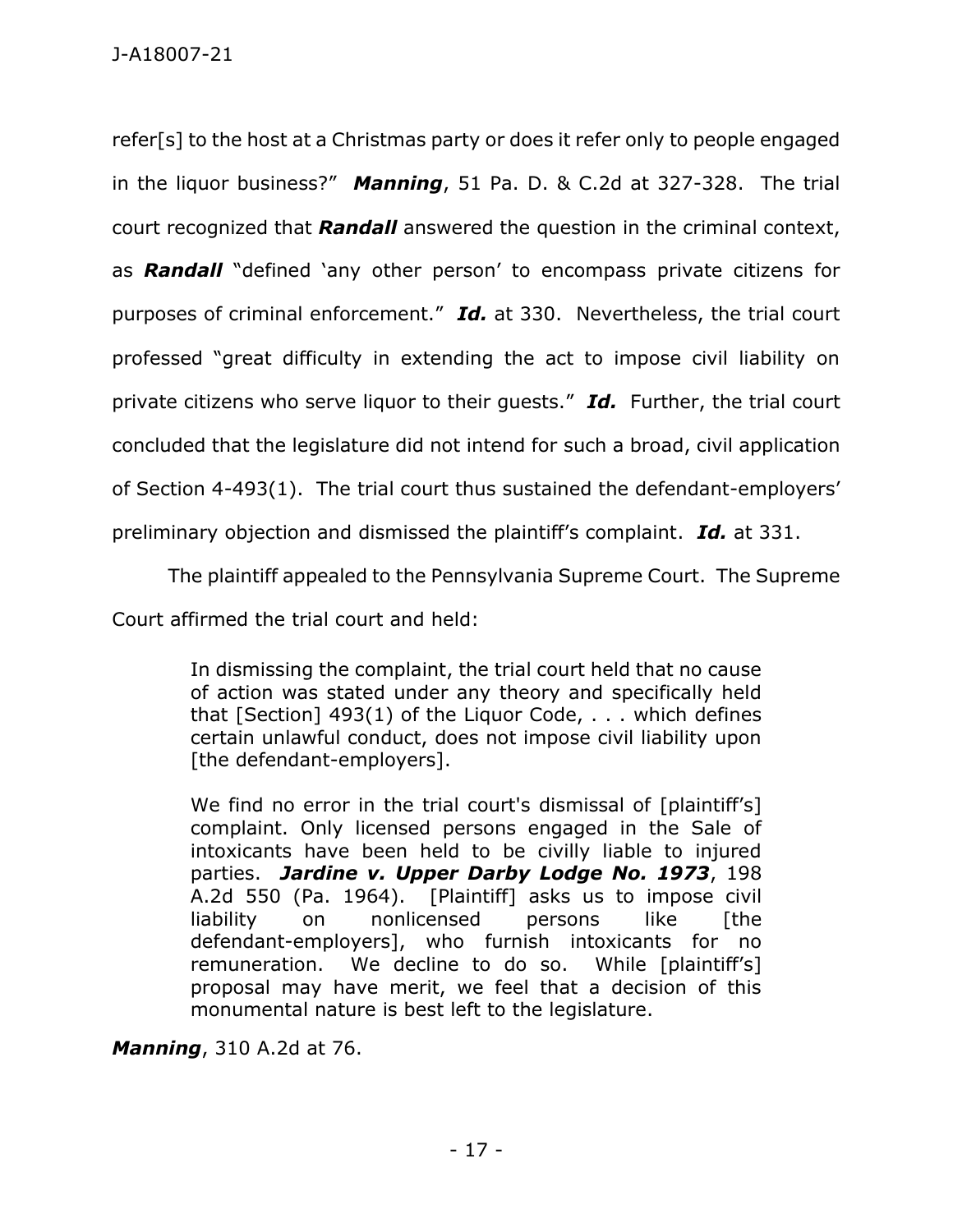refer[s] to the host at a Christmas party or does it refer only to people engaged in the liquor business?" ***Manning***, 51 Pa. D. & C.2d at 327-328. The trial court recognized that ***Randall*** answered the question in the criminal context, as ***Randall*** "defined 'any other person' to encompass private citizens for purposes of criminal enforcement." ***Id.*** at 330. Nevertheless, the trial court professed "great difficulty in extending the act to impose civil liability on private citizens who serve liquor to their guests." ***Id.*** Further, the trial court concluded that the legislature did not intend for such a broad, civil application of Section 4-493(1). The trial court thus sustained the defendant-employers' preliminary objection and dismissed the plaintiff's complaint. ***Id.*** at 331.

The plaintiff appealed to the Pennsylvania Supreme Court. The Supreme Court affirmed the trial court and held:

> In dismissing the complaint, the trial court held that no cause of action was stated under any theory and specifically held that [Section] 493(1) of the Liquor Code, . . . which defines certain unlawful conduct, does not impose civil liability upon [the defendant-employers].
>
> We find no error in the trial court's dismissal of [plaintiff's] complaint. Only licensed persons engaged in the Sale of intoxicants have been held to be civilly liable to injured parties. ***Jardine v. Upper Darby Lodge No. 1973***, 198 A.2d 550 (Pa. 1964). [Plaintiff] asks us to impose civil liability on nonlicensed persons like [the defendant-employers], who furnish intoxicants for no remuneration. We decline to do so. While [plaintiff's] proposal may have merit, we feel that a decision of this monumental nature is best left to the legislature.

***Manning***, 310 A.2d at 76.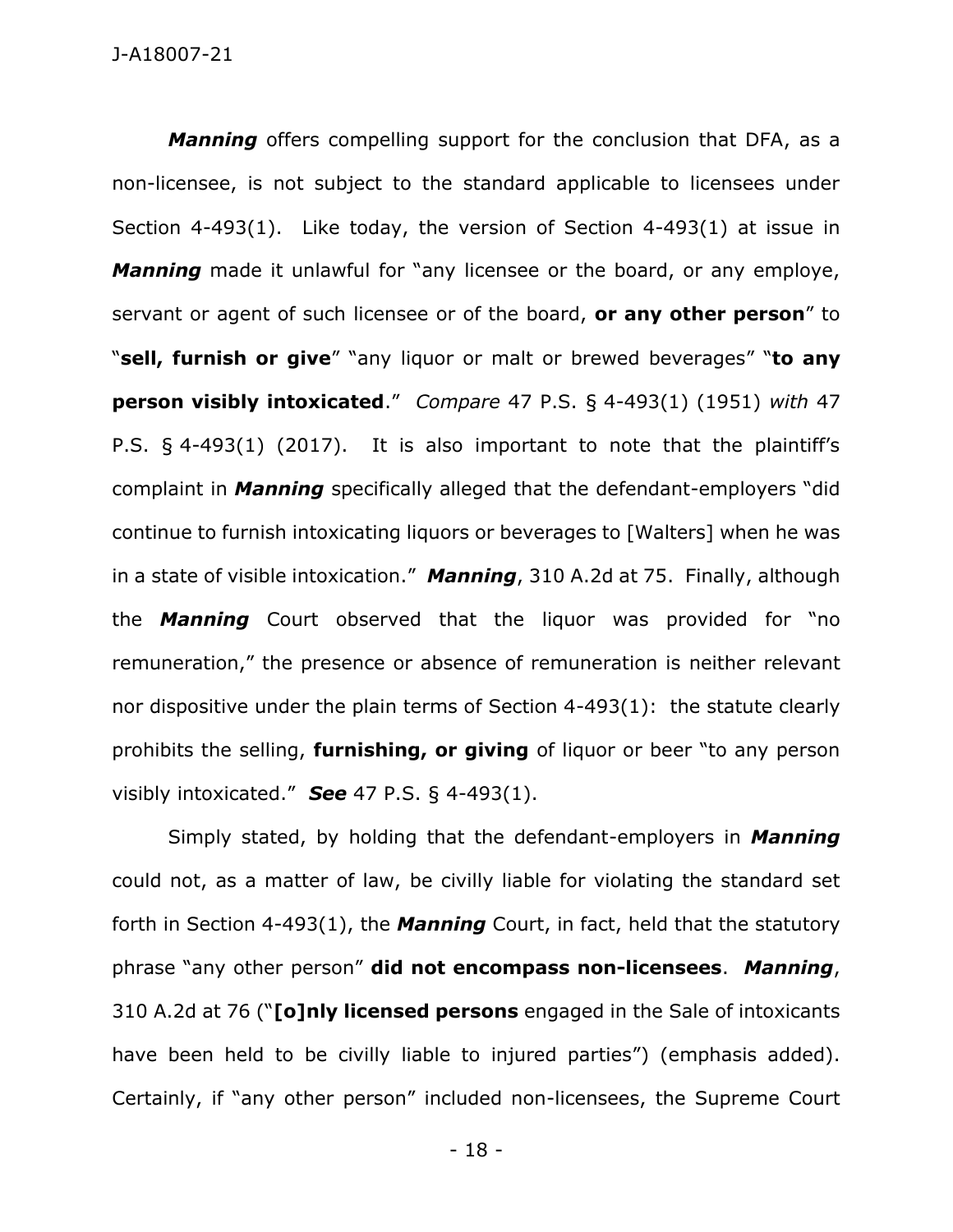***Manning*** offers compelling support for the conclusion that DFA, as a non-licensee, is not subject to the standard applicable to licensees under Section 4-493(1). Like today, the version of Section 4-493(1) at issue in ***Manning*** made it unlawful for "any licensee or the board, or any employe, servant or agent of such licensee or of the board, **or any other person**" to "**sell, furnish or give**" "any liquor or malt or brewed beverages" "**to any person visibly intoxicated**." *Compare* 47 P.S. § 4-493(1) (1951) *with* 47 P.S. § 4-493(1) (2017). It is also important to note that the plaintiff's complaint in ***Manning*** specifically alleged that the defendant-employers "did continue to furnish intoxicating liquors or beverages to [Walters] when he was in a state of visible intoxication." ***Manning***, 310 A.2d at 75. Finally, although the ***Manning*** Court observed that the liquor was provided for "no remuneration," the presence or absence of remuneration is neither relevant nor dispositive under the plain terms of Section 4-493(1): the statute clearly prohibits the selling, **furnishing, or giving** of liquor or beer "to any person visibly intoxicated." ***See*** 47 P.S. § 4-493(1).

Simply stated, by holding that the defendant-employers in ***Manning*** could not, as a matter of law, be civilly liable for violating the standard set forth in Section 4-493(1), the ***Manning*** Court, in fact, held that the statutory phrase "any other person" **did not encompass non-licensees**. ***Manning***, 310 A.2d at 76 ("**[o]nly licensed persons** engaged in the Sale of intoxicants have been held to be civilly liable to injured parties") (emphasis added). Certainly, if "any other person" included non-licensees, the Supreme Court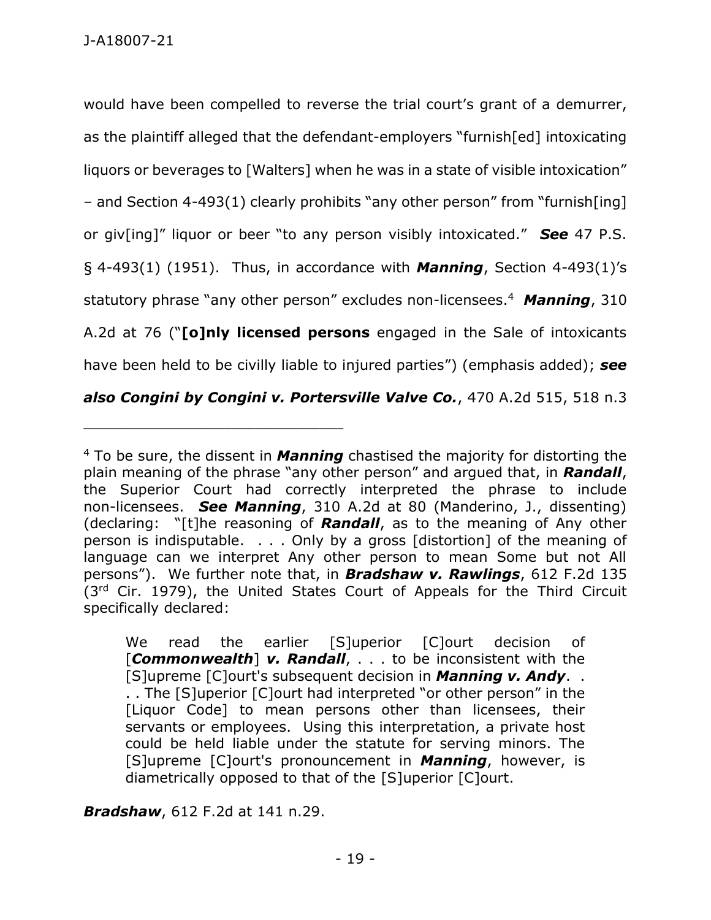would have been compelled to reverse the trial court's grant of a demurrer, as the plaintiff alleged that the defendant-employers "furnish[ed] intoxicating liquors or beverages to [Walters] when he was in a state of visible intoxication" – and Section 4-493(1) clearly prohibits "any other person" from "furnish[ing] or giv[ing]" liquor or beer "to any person visibly intoxicated." ***See*** 47 P.S. § 4-493(1) (1951). Thus, in accordance with ***Manning***, Section 4-493(1)'s statutory phrase "any other person" excludes non-licensees.[4] ***Manning***, 310 A.2d at 76 ("**[o]nly licensed persons** engaged in the Sale of intoxicants have been held to be civilly liable to injured parties") (emphasis added); ***see also Congini by Congini v. Portersville Valve Co.***, 470 A.2d 515, 518 n.3

---

[4] To be sure, the dissent in ***Manning*** chastised the majority for distorting the plain meaning of the phrase "any other person" and argued that, in ***Randall***, the Superior Court had correctly interpreted the phrase to include non-licensees. ***See Manning***, 310 A.2d at 80 (Manderino, J., dissenting) (declaring: "[t]he reasoning of ***Randall***, as to the meaning of Any other person is indisputable. . . . Only by a gross [distortion] of the meaning of language can we interpret Any other person to mean Some but not All persons"). We further note that, in ***Bradshaw v. Rawlings***, 612 F.2d 135 (3rd Cir. 1979), the United States Court of Appeals for the Third Circuit specifically declared:

> We read the earlier [S]uperior [C]ourt decision of [***Commonwealth***] ***v. Randall***, . . . to be inconsistent with the [S]upreme [C]ourt's subsequent decision in ***Manning v. Andy***. . . . The [S]uperior [C]ourt had interpreted "or other person" in the [Liquor Code] to mean persons other than licensees, their servants or employees. Using this interpretation, a private host could be held liable under the statute for serving minors. The [S]upreme [C]ourt's pronouncement in ***Manning***, however, is diametrically opposed to that of the [S]uperior [C]ourt.

***Bradshaw***, 612 F.2d at 141 n.29.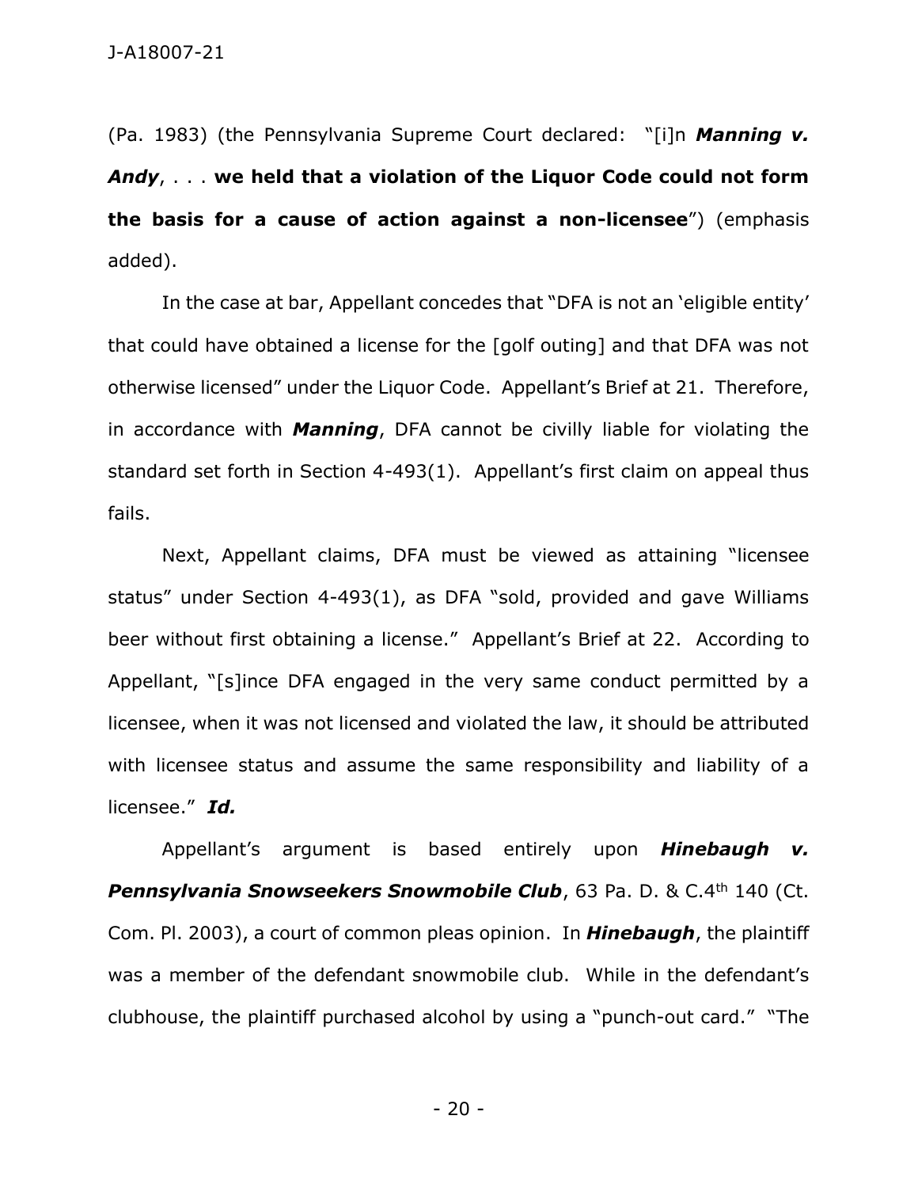(Pa. 1983) (the Pennsylvania Supreme Court declared: "[i]n ***Manning v. Andy***, . . . **we held that a violation of the Liquor Code could not form the basis for a cause of action against a non-licensee**") (emphasis added).

In the case at bar, Appellant concedes that "DFA is not an 'eligible entity' that could have obtained a license for the [golf outing] and that DFA was not otherwise licensed" under the Liquor Code. Appellant's Brief at 21. Therefore, in accordance with ***Manning***, DFA cannot be civilly liable for violating the standard set forth in Section 4-493(1). Appellant's first claim on appeal thus fails.

Next, Appellant claims, DFA must be viewed as attaining "licensee status" under Section 4-493(1), as DFA "sold, provided and gave Williams beer without first obtaining a license." Appellant's Brief at 22. According to Appellant, "[s]ince DFA engaged in the very same conduct permitted by a licensee, when it was not licensed and violated the law, it should be attributed with licensee status and assume the same responsibility and liability of a licensee." ***Id.***

Appellant's argument is based entirely upon ***Hinebaugh v. Pennsylvania Snowseekers Snowmobile Club***, 63 Pa. D. & C.4th 140 (Ct. Com. Pl. 2003), a court of common pleas opinion. In ***Hinebaugh***, the plaintiff was a member of the defendant snowmobile club. While in the defendant's clubhouse, the plaintiff purchased alcohol by using a "punch-out card." "The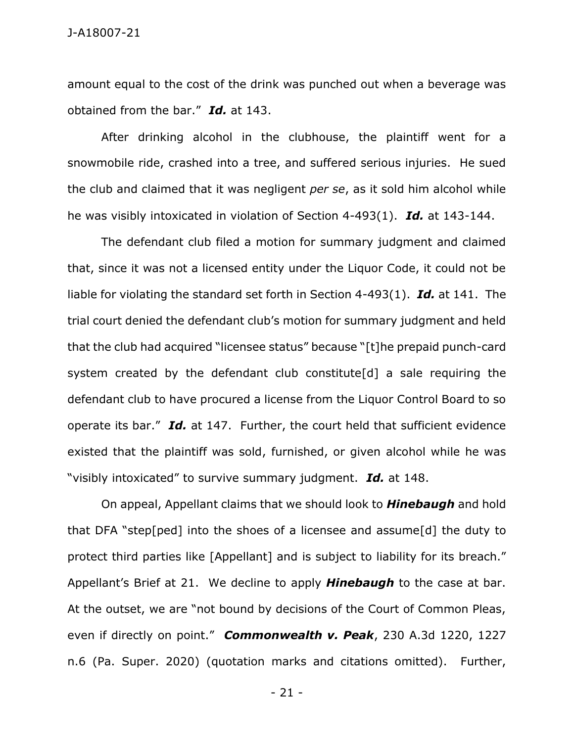amount equal to the cost of the drink was punched out when a beverage was obtained from the bar." ***Id.*** at 143.

After drinking alcohol in the clubhouse, the plaintiff went for a snowmobile ride, crashed into a tree, and suffered serious injuries. He sued the club and claimed that it was negligent *per se*, as it sold him alcohol while he was visibly intoxicated in violation of Section 4-493(1). ***Id.*** at 143-144.

The defendant club filed a motion for summary judgment and claimed that, since it was not a licensed entity under the Liquor Code, it could not be liable for violating the standard set forth in Section 4-493(1). ***Id.*** at 141. The trial court denied the defendant club's motion for summary judgment and held that the club had acquired "licensee status" because "[t]he prepaid punch-card system created by the defendant club constitute[d] a sale requiring the defendant club to have procured a license from the Liquor Control Board to so operate its bar." ***Id.*** at 147. Further, the court held that sufficient evidence existed that the plaintiff was sold, furnished, or given alcohol while he was "visibly intoxicated" to survive summary judgment. ***Id.*** at 148.

On appeal, Appellant claims that we should look to ***Hinebaugh*** and hold that DFA "step[ped] into the shoes of a licensee and assume[d] the duty to protect third parties like [Appellant] and is subject to liability for its breach." Appellant's Brief at 21. We decline to apply ***Hinebaugh*** to the case at bar. At the outset, we are "not bound by decisions of the Court of Common Pleas, even if directly on point." ***Commonwealth v. Peak***, 230 A.3d 1220, 1227 n.6 (Pa. Super. 2020) (quotation marks and citations omitted). Further,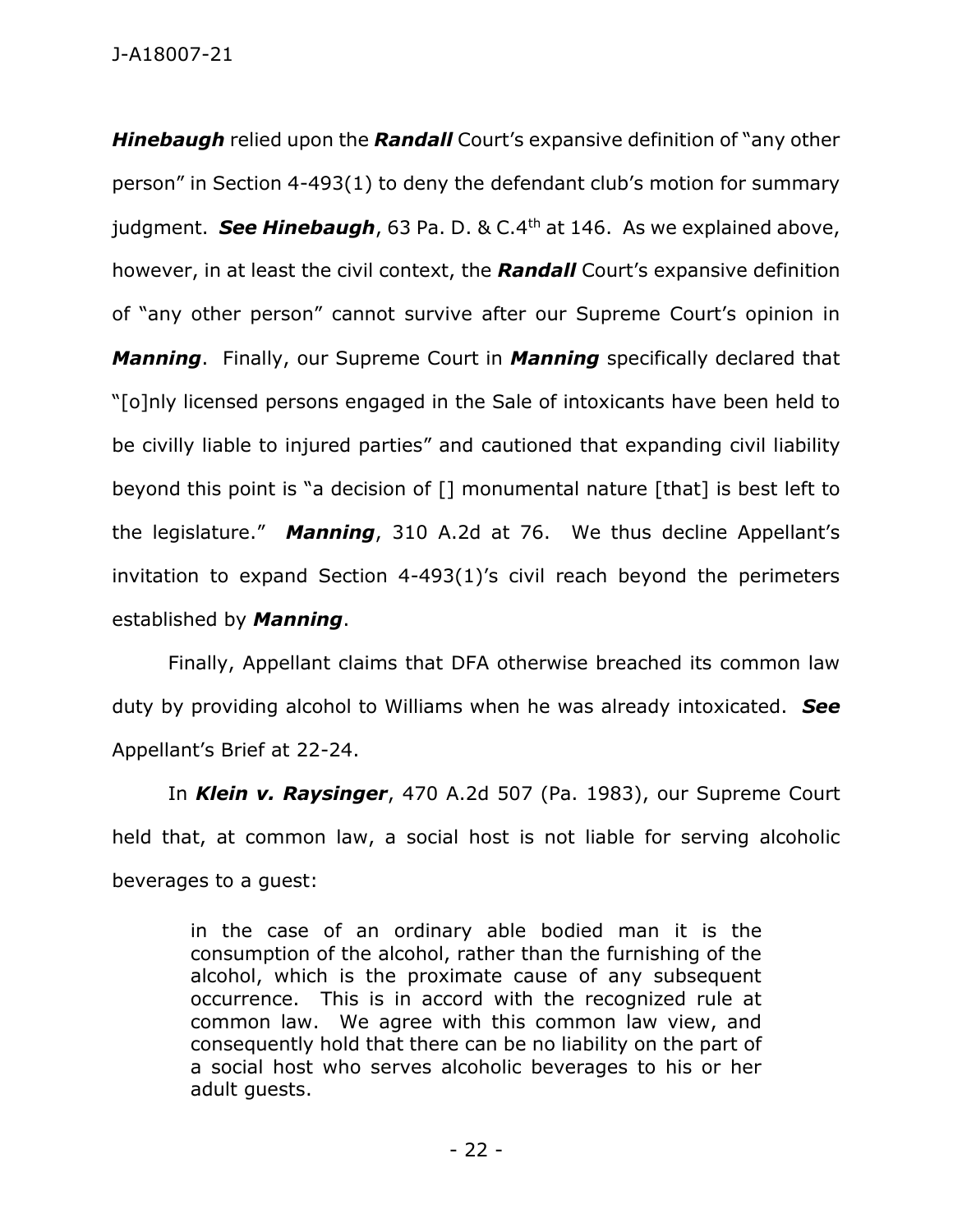***Hinebaugh*** relied upon the ***Randall*** Court's expansive definition of "any other person" in Section 4-493(1) to deny the defendant club's motion for summary judgment. ***See Hinebaugh***, 63 Pa. D. & C.4th at 146. As we explained above, however, in at least the civil context, the ***Randall*** Court's expansive definition of "any other person" cannot survive after our Supreme Court's opinion in ***Manning***. Finally, our Supreme Court in ***Manning*** specifically declared that "[o]nly licensed persons engaged in the Sale of intoxicants have been held to be civilly liable to injured parties" and cautioned that expanding civil liability beyond this point is "a decision of [] monumental nature [that] is best left to the legislature." ***Manning***, 310 A.2d at 76. We thus decline Appellant's invitation to expand Section 4-493(1)'s civil reach beyond the perimeters established by ***Manning***.

Finally, Appellant claims that DFA otherwise breached its common law duty by providing alcohol to Williams when he was already intoxicated. ***See*** Appellant's Brief at 22-24.

In ***Klein v. Raysinger***, 470 A.2d 507 (Pa. 1983), our Supreme Court held that, at common law, a social host is not liable for serving alcoholic beverages to a guest:

> in the case of an ordinary able bodied man it is the consumption of the alcohol, rather than the furnishing of the alcohol, which is the proximate cause of any subsequent occurrence. This is in accord with the recognized rule at common law. We agree with this common law view, and consequently hold that there can be no liability on the part of a social host who serves alcoholic beverages to his or her adult guests.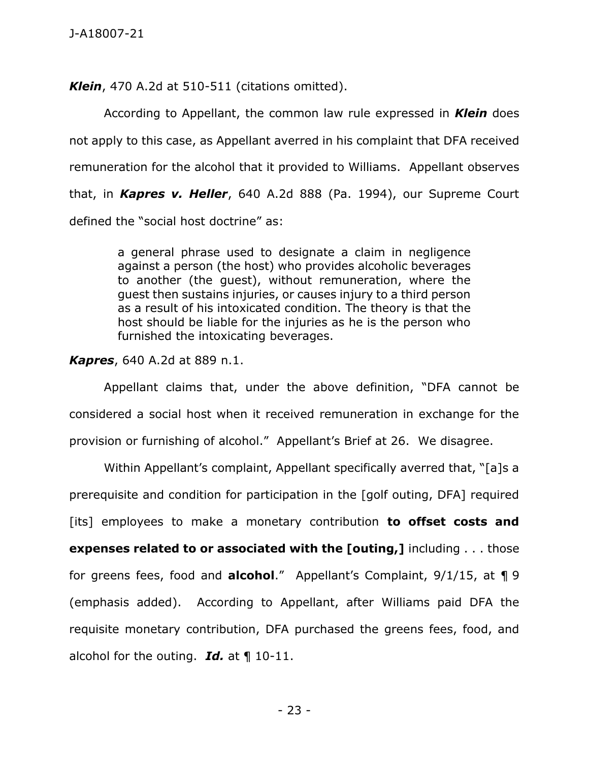***Klein***, 470 A.2d at 510-511 (citations omitted).

According to Appellant, the common law rule expressed in ***Klein*** does not apply to this case, as Appellant averred in his complaint that DFA received remuneration for the alcohol that it provided to Williams. Appellant observes that, in ***Kapres v. Heller***, 640 A.2d 888 (Pa. 1994), our Supreme Court defined the "social host doctrine" as:

> a general phrase used to designate a claim in negligence against a person (the host) who provides alcoholic beverages to another (the guest), without remuneration, where the guest then sustains injuries, or causes injury to a third person as a result of his intoxicated condition. The theory is that the host should be liable for the injuries as he is the person who furnished the intoxicating beverages.

***Kapres***, 640 A.2d at 889 n.1.

Appellant claims that, under the above definition, "DFA cannot be considered a social host when it received remuneration in exchange for the provision or furnishing of alcohol." Appellant's Brief at 26. We disagree.

Within Appellant's complaint, Appellant specifically averred that, "[a]s a prerequisite and condition for participation in the [golf outing, DFA] required [its] employees to make a monetary contribution **to offset costs and expenses related to or associated with the [outing,]** including . . . those for greens fees, food and **alcohol**." Appellant's Complaint, 9/1/15, at ¶ 9 (emphasis added). According to Appellant, after Williams paid DFA the requisite monetary contribution, DFA purchased the greens fees, food, and alcohol for the outing. ***Id.*** at ¶ 10-11.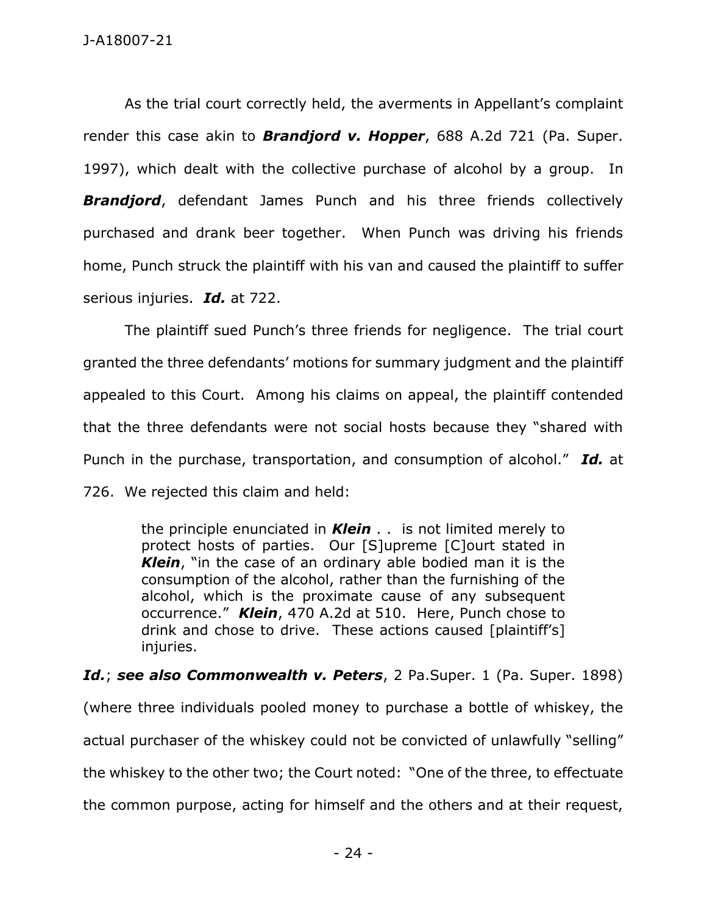As the trial court correctly held, the averments in Appellant's complaint render this case akin to ***Brandjord v. Hopper***, 688 A.2d 721 (Pa. Super. 1997), which dealt with the collective purchase of alcohol by a group. In ***Brandjord***, defendant James Punch and his three friends collectively purchased and drank beer together. When Punch was driving his friends home, Punch struck the plaintiff with his van and caused the plaintiff to suffer serious injuries. ***Id.*** at 722.

The plaintiff sued Punch's three friends for negligence. The trial court granted the three defendants' motions for summary judgment and the plaintiff appealed to this Court. Among his claims on appeal, the plaintiff contended that the three defendants were not social hosts because they "shared with Punch in the purchase, transportation, and consumption of alcohol." ***Id.*** at 726. We rejected this claim and held:

> the principle enunciated in ***Klein*** . . is not limited merely to protect hosts of parties. Our [S]upreme [C]ourt stated in ***Klein***, "in the case of an ordinary able bodied man it is the consumption of the alcohol, rather than the furnishing of the alcohol, which is the proximate cause of any subsequent occurrence." ***Klein***, 470 A.2d at 510. Here, Punch chose to drink and chose to drive. These actions caused [plaintiff's] injuries.

***Id.***; ***see also Commonwealth v. Peters***, 2 Pa.Super. 1 (Pa. Super. 1898) (where three individuals pooled money to purchase a bottle of whiskey, the actual purchaser of the whiskey could not be convicted of unlawfully "selling" the whiskey to the other two; the Court noted: "One of the three, to effectuate the common purpose, acting for himself and the others and at their request,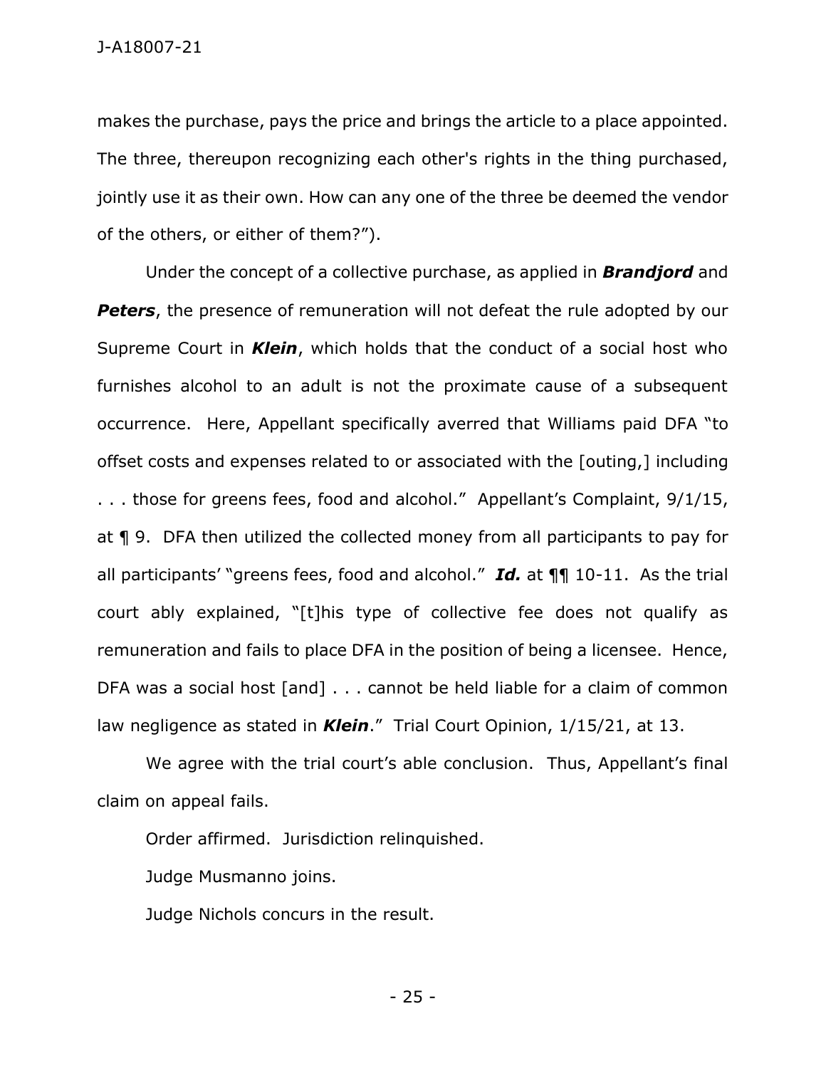makes the purchase, pays the price and brings the article to a place appointed. The three, thereupon recognizing each other's rights in the thing purchased, jointly use it as their own. How can any one of the three be deemed the vendor of the others, or either of them?").

Under the concept of a collective purchase, as applied in ***Brandjord*** and ***Peters***, the presence of remuneration will not defeat the rule adopted by our Supreme Court in ***Klein***, which holds that the conduct of a social host who furnishes alcohol to an adult is not the proximate cause of a subsequent occurrence. Here, Appellant specifically averred that Williams paid DFA "to offset costs and expenses related to or associated with the [outing,] including . . . those for greens fees, food and alcohol." Appellant's Complaint, 9/1/15, at ¶ 9. DFA then utilized the collected money from all participants to pay for all participants' "greens fees, food and alcohol." ***Id.*** at ¶¶ 10-11. As the trial court ably explained, "[t]his type of collective fee does not qualify as remuneration and fails to place DFA in the position of being a licensee. Hence, DFA was a social host [and] . . . cannot be held liable for a claim of common law negligence as stated in ***Klein***." Trial Court Opinion, 1/15/21, at 13.

We agree with the trial court's able conclusion. Thus, Appellant's final claim on appeal fails.

Order affirmed. Jurisdiction relinquished.

Judge Musmanno joins.

Judge Nichols concurs in the result.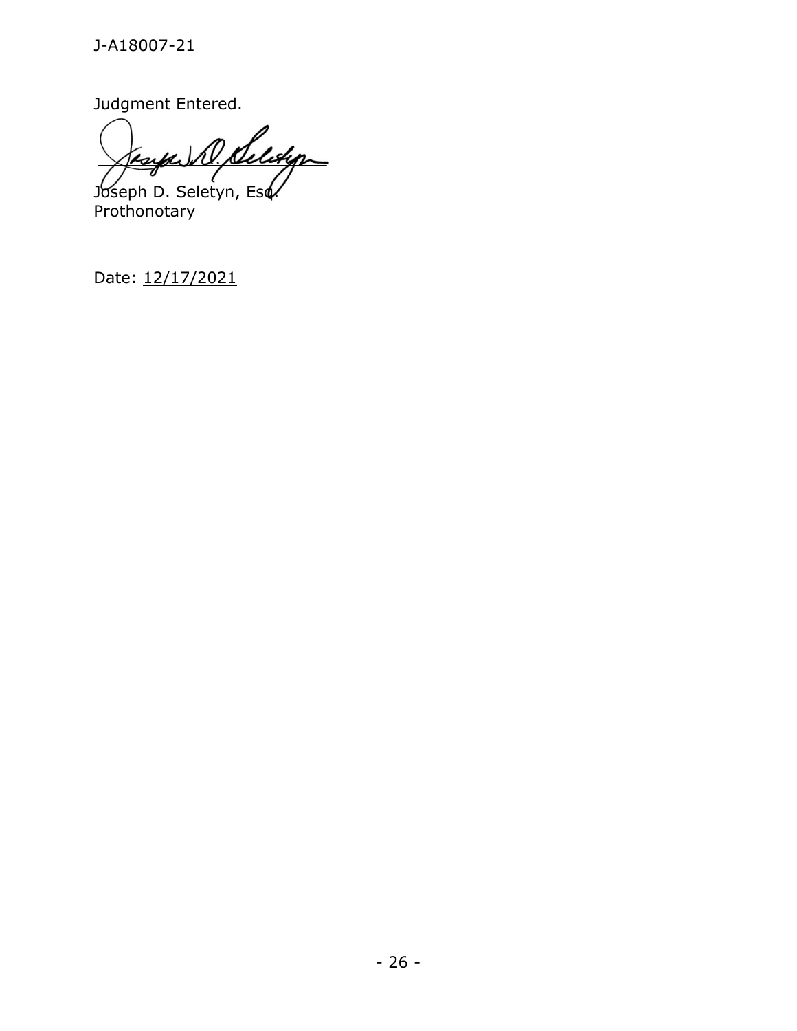Judgment Entered.

Joseph D. Seletyn, Esq.
Prothonotary

Date: 12/17/2021